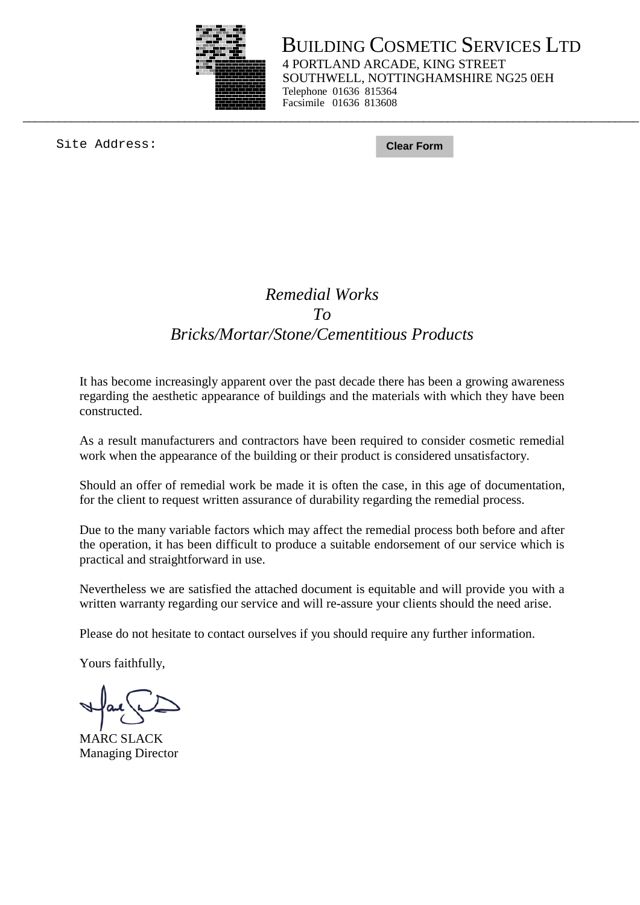# BUILDING COSMETIC SERVICES LTD

4 PORTLAND ARCADE, KING STREET
SOUTHWELL, NOTTINGHAMSHIRE NG25 0EH
Telephone 01636 815364
Facsimile 01636 813608

---

Site Address:

Clear Form

## *Remedial Works*
## *To*
## *Bricks/Mortar/Stone/Cementitious Products*

It has become increasingly apparent over the past decade there has been a growing awareness regarding the aesthetic appearance of buildings and the materials with which they have been constructed.

As a result manufacturers and contractors have been required to consider cosmetic remedial work when the appearance of the building or their product is considered unsatisfactory.

Should an offer of remedial work be made it is often the case, in this age of documentation, for the client to request written assurance of durability regarding the remedial process.

Due to the many variable factors which may affect the remedial process both before and after the operation, it has been difficult to produce a suitable endorsement of our service which is practical and straightforward in use.

Nevertheless we are satisfied the attached document is equitable and will provide you with a written warranty regarding our service and will re-assure your clients should the need arise.

Please do not hesitate to contact ourselves if you should require any further information.

Yours faithfully,

MARC SLACK
Managing Director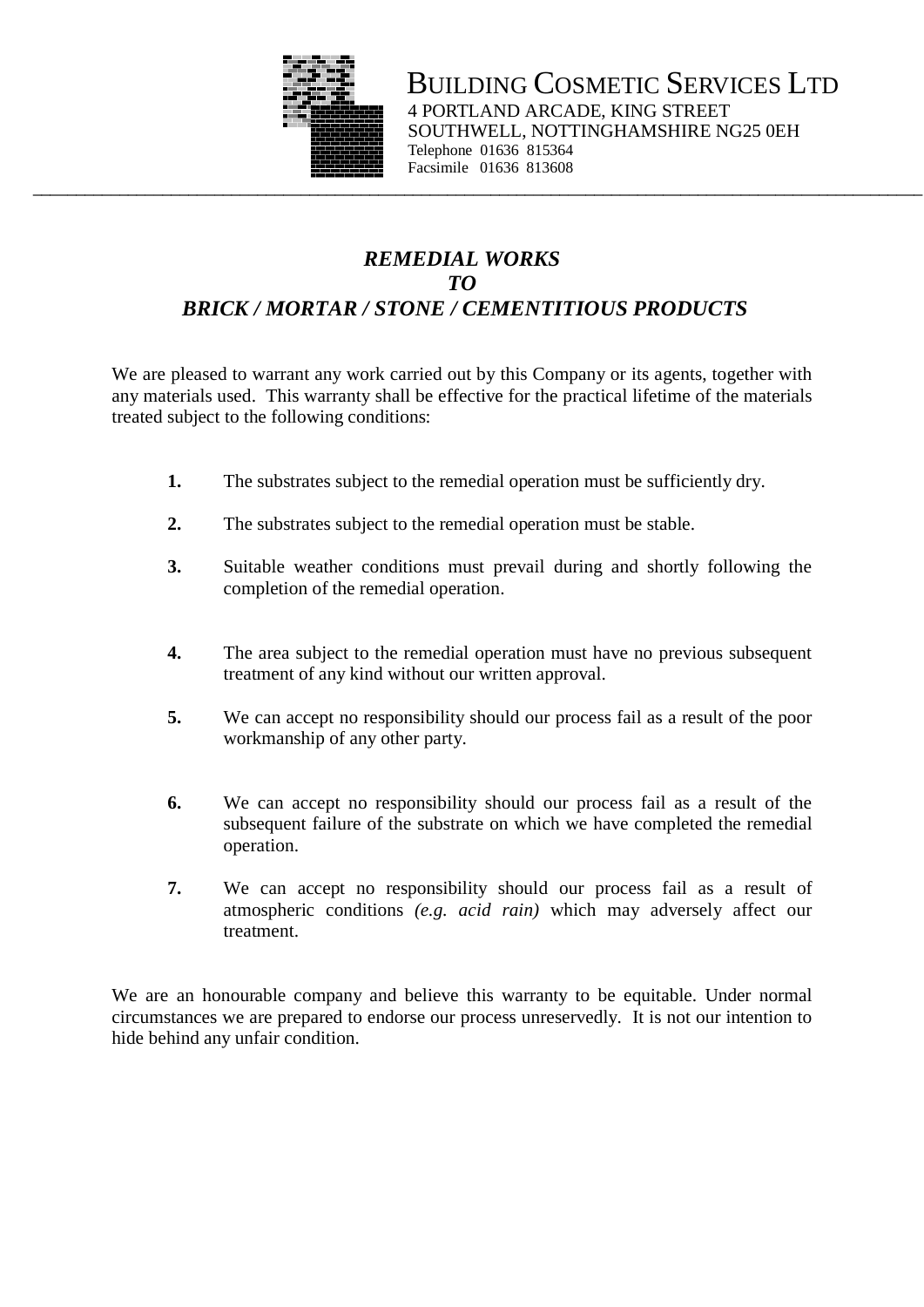# BUILDING COSMETIC SERVICES LTD

4 PORTLAND ARCADE, KING STREET
SOUTHWELL, NOTTINGHAMSHIRE NG25 0EH
Telephone 01636 815364
Facsimile 01636 813608

---

## *REMEDIAL WORKS TO BRICK / MORTAR / STONE / CEMENTITIOUS PRODUCTS*

We are pleased to warrant any work carried out by this Company or its agents, together with any materials used. This warranty shall be effective for the practical lifetime of the materials treated subject to the following conditions:

1. The substrates subject to the remedial operation must be sufficiently dry.
2. The substrates subject to the remedial operation must be stable.
3. Suitable weather conditions must prevail during and shortly following the completion of the remedial operation.
4. The area subject to the remedial operation must have no previous subsequent treatment of any kind without our written approval.
5. We can accept no responsibility should our process fail as a result of the poor workmanship of any other party.
6. We can accept no responsibility should our process fail as a result of the subsequent failure of the substrate on which we have completed the remedial operation.
7. We can accept no responsibility should our process fail as a result of atmospheric conditions *(e.g. acid rain)* which may adversely affect our treatment.

We are an honourable company and believe this warranty to be equitable. Under normal circumstances we are prepared to endorse our process unreservedly. It is not our intention to hide behind any unfair condition.